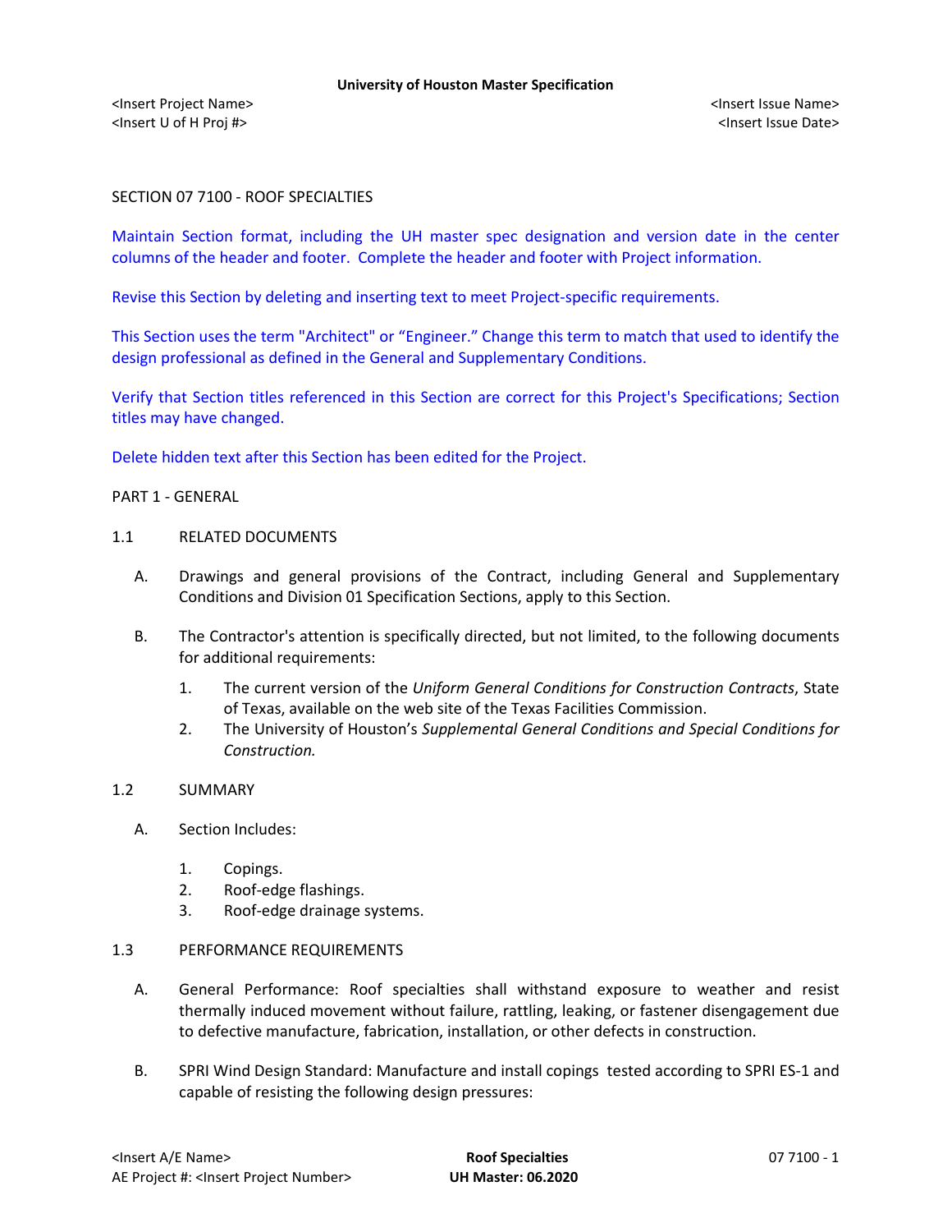SECTION 07 7100 - ROOF SPECIALTIES

Maintain Section format, including the UH master spec designation and version date in the center columns of the header and footer. Complete the header and footer with Project information.

Revise this Section by deleting and inserting text to meet Project-specific requirements.

This Section uses the term "Architect" or "Engineer." Change this term to match that used to identify the design professional as defined in the General and Supplementary Conditions.

Verify that Section titles referenced in this Section are correct for this Project's Specifications; Section titles may have changed.

Delete hidden text after this Section has been edited for the Project.

PART 1 - GENERAL

1.1 RELATED DOCUMENTS

A. Drawings and general provisions of the Contract, including General and Supplementary Conditions and Division 01 Specification Sections, apply to this Section.

B. The Contractor's attention is specifically directed, but not limited, to the following documents for additional requirements:

1. The current version of the *Uniform General Conditions for Construction Contracts*, State of Texas, available on the web site of the Texas Facilities Commission.
2. The University of Houston's *Supplemental General Conditions and Special Conditions for Construction.*

1.2 SUMMARY

A. Section Includes:

1. Copings.
2. Roof-edge flashings.
3. Roof-edge drainage systems.

1.3 PERFORMANCE REQUIREMENTS

A. General Performance: Roof specialties shall withstand exposure to weather and resist thermally induced movement without failure, rattling, leaking, or fastener disengagement due to defective manufacture, fabrication, installation, or other defects in construction.

B. SPRI Wind Design Standard: Manufacture and install copings tested according to SPRI ES-1 and capable of resisting the following design pressures: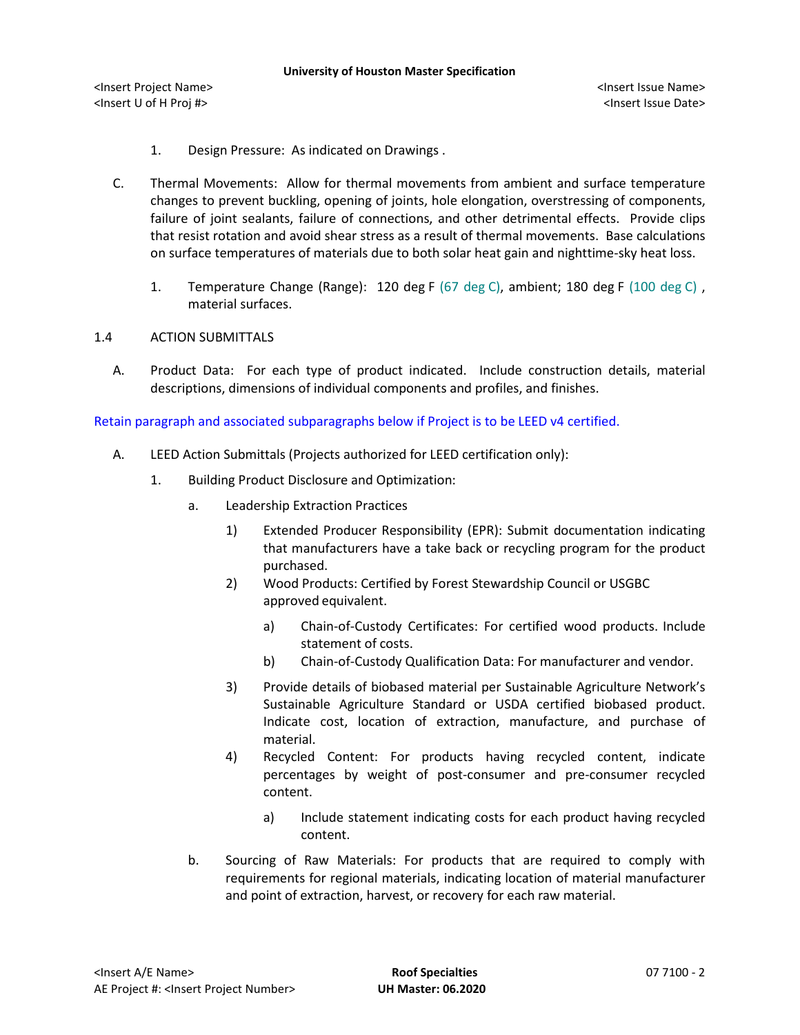1. Design Pressure: As indicated on Drawings .

C. Thermal Movements: Allow for thermal movements from ambient and surface temperature changes to prevent buckling, opening of joints, hole elongation, overstressing of components, failure of joint sealants, failure of connections, and other detrimental effects. Provide clips that resist rotation and avoid shear stress as a result of thermal movements. Base calculations on surface temperatures of materials due to both solar heat gain and nighttime-sky heat loss.

   1. Temperature Change (Range): 120 deg F (67 deg C), ambient; 180 deg F (100 deg C) , material surfaces.

## 1.4 ACTION SUBMITTALS

A. Product Data: For each type of product indicated. Include construction details, material descriptions, dimensions of individual components and profiles, and finishes.

Retain paragraph and associated subparagraphs below if Project is to be LEED v4 certified.

A. LEED Action Submittals (Projects authorized for LEED certification only):

   1. Building Product Disclosure and Optimization:

      a. Leadership Extraction Practices

         1) Extended Producer Responsibility (EPR): Submit documentation indicating that manufacturers have a take back or recycling program for the product purchased.

         2) Wood Products: Certified by Forest Stewardship Council or USGBC approved equivalent.

            a) Chain-of-Custody Certificates: For certified wood products. Include statement of costs.

            b) Chain-of-Custody Qualification Data: For manufacturer and vendor.

         3) Provide details of biobased material per Sustainable Agriculture Network's Sustainable Agriculture Standard or USDA certified biobased product. Indicate cost, location of extraction, manufacture, and purchase of material.

         4) Recycled Content: For products having recycled content, indicate percentages by weight of post-consumer and pre-consumer recycled content.

            a) Include statement indicating costs for each product having recycled content.

      b. Sourcing of Raw Materials: For products that are required to comply with requirements for regional materials, indicating location of material manufacturer and point of extraction, harvest, or recovery for each raw material.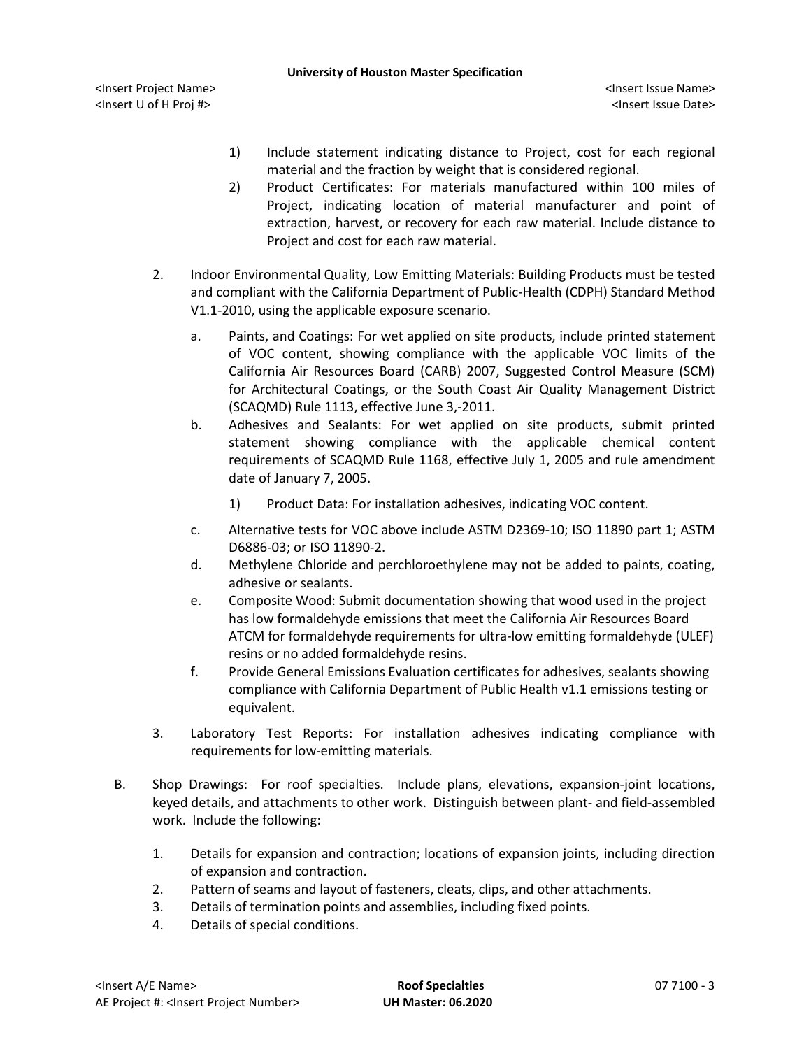1) Include statement indicating distance to Project, cost for each regional material and the fraction by weight that is considered regional.

2) Product Certificates: For materials manufactured within 100 miles of Project, indicating location of material manufacturer and point of extraction, harvest, or recovery for each raw material. Include distance to Project and cost for each raw material.

2. Indoor Environmental Quality, Low Emitting Materials: Building Products must be tested and compliant with the California Department of Public-Health (CDPH) Standard Method V1.1-2010, using the applicable exposure scenario.

   a. Paints, and Coatings: For wet applied on site products, include printed statement of VOC content, showing compliance with the applicable VOC limits of the California Air Resources Board (CARB) 2007, Suggested Control Measure (SCM) for Architectural Coatings, or the South Coast Air Quality Management District (SCAQMD) Rule 1113, effective June 3,-2011.

   b. Adhesives and Sealants: For wet applied on site products, submit printed statement showing compliance with the applicable chemical content requirements of SCAQMD Rule 1168, effective July 1, 2005 and rule amendment date of January 7, 2005.

      1) Product Data: For installation adhesives, indicating VOC content.

   c. Alternative tests for VOC above include ASTM D2369-10; ISO 11890 part 1; ASTM D6886-03; or ISO 11890-2.

   d. Methylene Chloride and perchloroethylene may not be added to paints, coating, adhesive or sealants.

   e. Composite Wood: Submit documentation showing that wood used in the project has low formaldehyde emissions that meet the California Air Resources Board ATCM for formaldehyde requirements for ultra-low emitting formaldehyde (ULEF) resins or no added formaldehyde resins.

   f. Provide General Emissions Evaluation certificates for adhesives, sealants showing compliance with California Department of Public Health v1.1 emissions testing or equivalent.

3. Laboratory Test Reports: For installation adhesives indicating compliance with requirements for low-emitting materials.

B. Shop Drawings: For roof specialties. Include plans, elevations, expansion-joint locations, keyed details, and attachments to other work. Distinguish between plant- and field-assembled work. Include the following:

   1. Details for expansion and contraction; locations of expansion joints, including direction of expansion and contraction.
   2. Pattern of seams and layout of fasteners, cleats, clips, and other attachments.
   3. Details of termination points and assemblies, including fixed points.
   4. Details of special conditions.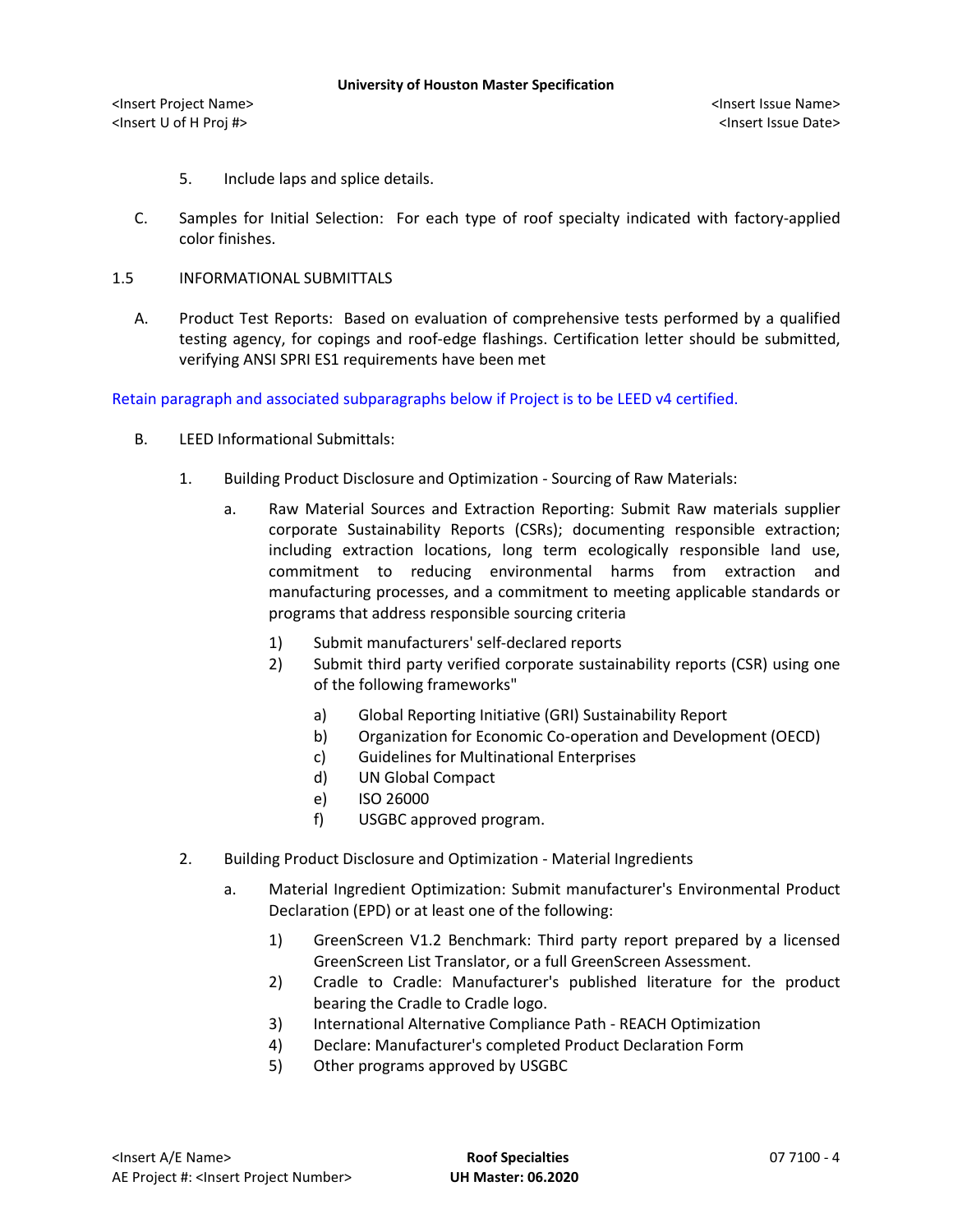5. Include laps and splice details.

C. Samples for Initial Selection: For each type of roof specialty indicated with factory-applied color finishes.

1.5 INFORMATIONAL SUBMITTALS

A. Product Test Reports: Based on evaluation of comprehensive tests performed by a qualified testing agency, for copings and roof-edge flashings. Certification letter should be submitted, verifying ANSI SPRI ES1 requirements have been met

Retain paragraph and associated subparagraphs below if Project is to be LEED v4 certified.

B. LEED Informational Submittals:

1. Building Product Disclosure and Optimization - Sourcing of Raw Materials:

   a. Raw Material Sources and Extraction Reporting: Submit Raw materials supplier corporate Sustainability Reports (CSRs); documenting responsible extraction; including extraction locations, long term ecologically responsible land use, commitment to reducing environmental harms from extraction and manufacturing processes, and a commitment to meeting applicable standards or programs that address responsible sourcing criteria

      1) Submit manufacturers' self-declared reports
      2) Submit third party verified corporate sustainability reports (CSR) using one of the following frameworks"

         a) Global Reporting Initiative (GRI) Sustainability Report
         b) Organization for Economic Co-operation and Development (OECD)
         c) Guidelines for Multinational Enterprises
         d) UN Global Compact
         e) ISO 26000
         f) USGBC approved program.

2. Building Product Disclosure and Optimization - Material Ingredients

   a. Material Ingredient Optimization: Submit manufacturer's Environmental Product Declaration (EPD) or at least one of the following:

      1) GreenScreen V1.2 Benchmark: Third party report prepared by a licensed GreenScreen List Translator, or a full GreenScreen Assessment.
      2) Cradle to Cradle: Manufacturer's published literature for the product bearing the Cradle to Cradle logo.
      3) International Alternative Compliance Path - REACH Optimization
      4) Declare: Manufacturer's completed Product Declaration Form
      5) Other programs approved by USGBC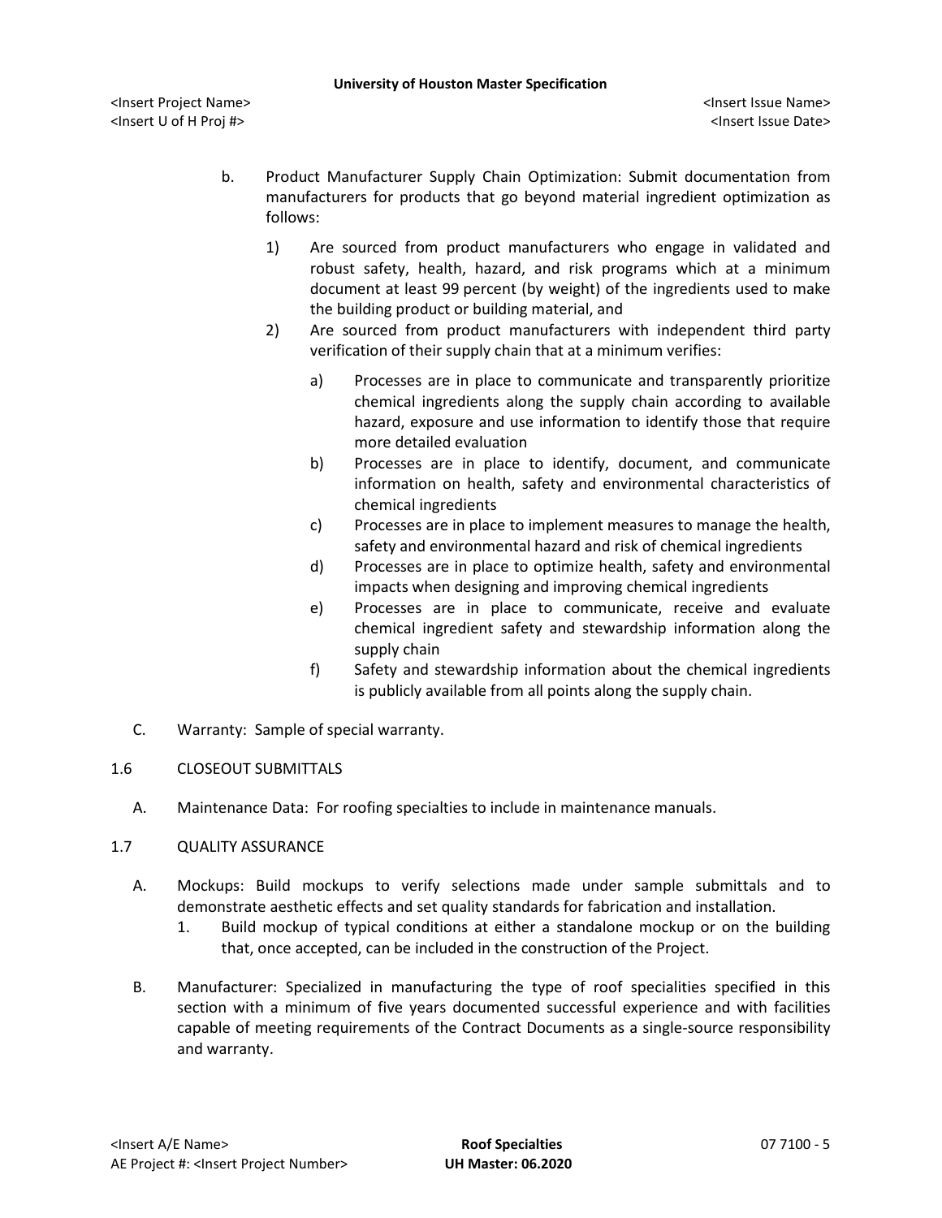b. Product Manufacturer Supply Chain Optimization: Submit documentation from manufacturers for products that go beyond material ingredient optimization as follows:

   1) Are sourced from product manufacturers who engage in validated and robust safety, health, hazard, and risk programs which at a minimum document at least 99 percent (by weight) of the ingredients used to make the building product or building material, and
   2) Are sourced from product manufacturers with independent third party verification of their supply chain that at a minimum verifies:

      a) Processes are in place to communicate and transparently prioritize chemical ingredients along the supply chain according to available hazard, exposure and use information to identify those that require more detailed evaluation
      b) Processes are in place to identify, document, and communicate information on health, safety and environmental characteristics of chemical ingredients
      c) Processes are in place to implement measures to manage the health, safety and environmental hazard and risk of chemical ingredients
      d) Processes are in place to optimize health, safety and environmental impacts when designing and improving chemical ingredients
      e) Processes are in place to communicate, receive and evaluate chemical ingredient safety and stewardship information along the supply chain
      f) Safety and stewardship information about the chemical ingredients is publicly available from all points along the supply chain.

C. Warranty: Sample of special warranty.

## 1.6 CLOSEOUT SUBMITTALS

A. Maintenance Data: For roofing specialties to include in maintenance manuals.

## 1.7 QUALITY ASSURANCE

A. Mockups: Build mockups to verify selections made under sample submittals and to demonstrate aesthetic effects and set quality standards for fabrication and installation.

   1. Build mockup of typical conditions at either a standalone mockup or on the building that, once accepted, can be included in the construction of the Project.

B. Manufacturer: Specialized in manufacturing the type of roof specialities specified in this section with a minimum of five years documented successful experience and with facilities capable of meeting requirements of the Contract Documents as a single-source responsibility and warranty.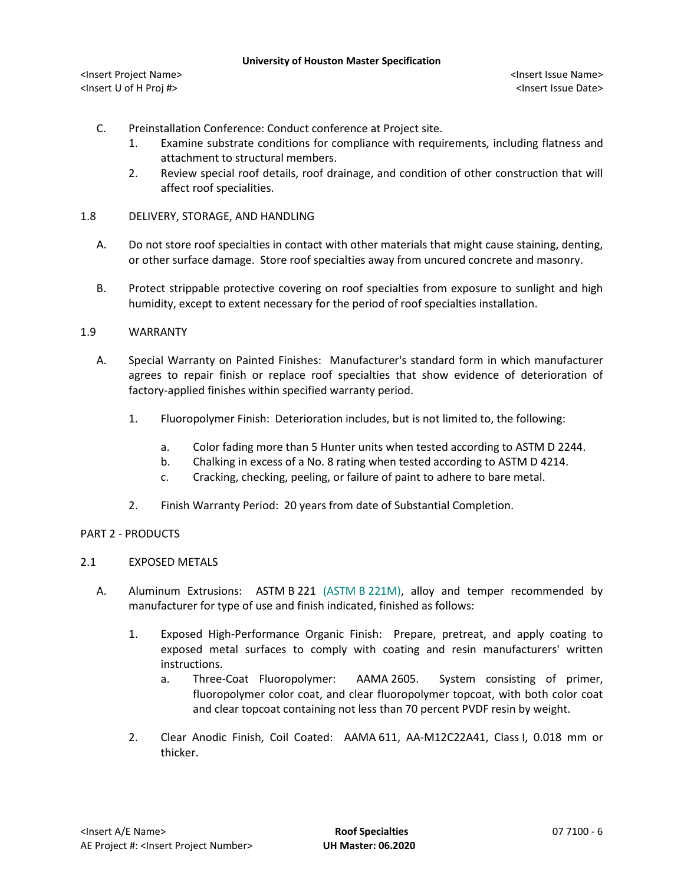C. Preinstallation Conference: Conduct conference at Project site.

1. Examine substrate conditions for compliance with requirements, including flatness and attachment to structural members.
2. Review special roof details, roof drainage, and condition of other construction that will affect roof specialities.

## 1.8 DELIVERY, STORAGE, AND HANDLING

A. Do not store roof specialties in contact with other materials that might cause staining, denting, or other surface damage. Store roof specialties away from uncured concrete and masonry.

B. Protect strippable protective covering on roof specialties from exposure to sunlight and high humidity, except to extent necessary for the period of roof specialties installation.

## 1.9 WARRANTY

A. Special Warranty on Painted Finishes: Manufacturer's standard form in which manufacturer agrees to repair finish or replace roof specialties that show evidence of deterioration of factory-applied finishes within specified warranty period.

1. Fluoropolymer Finish: Deterioration includes, but is not limited to, the following:

   a. Color fading more than 5 Hunter units when tested according to ASTM D 2244.
   b. Chalking in excess of a No. 8 rating when tested according to ASTM D 4214.
   c. Cracking, checking, peeling, or failure of paint to adhere to bare metal.

2. Finish Warranty Period: 20 years from date of Substantial Completion.

# PART 2 - PRODUCTS

## 2.1 EXPOSED METALS

A. Aluminum Extrusions: ASTM B 221 (ASTM B 221M), alloy and temper recommended by manufacturer for type of use and finish indicated, finished as follows:

1. Exposed High-Performance Organic Finish: Prepare, pretreat, and apply coating to exposed metal surfaces to comply with coating and resin manufacturers' written instructions.
   a. Three-Coat Fluoropolymer: AAMA 2605. System consisting of primer, fluoropolymer color coat, and clear fluoropolymer topcoat, with both color coat and clear topcoat containing not less than 70 percent PVDF resin by weight.

2. Clear Anodic Finish, Coil Coated: AAMA 611, AA-M12C22A41, Class I, 0.018 mm or thicker.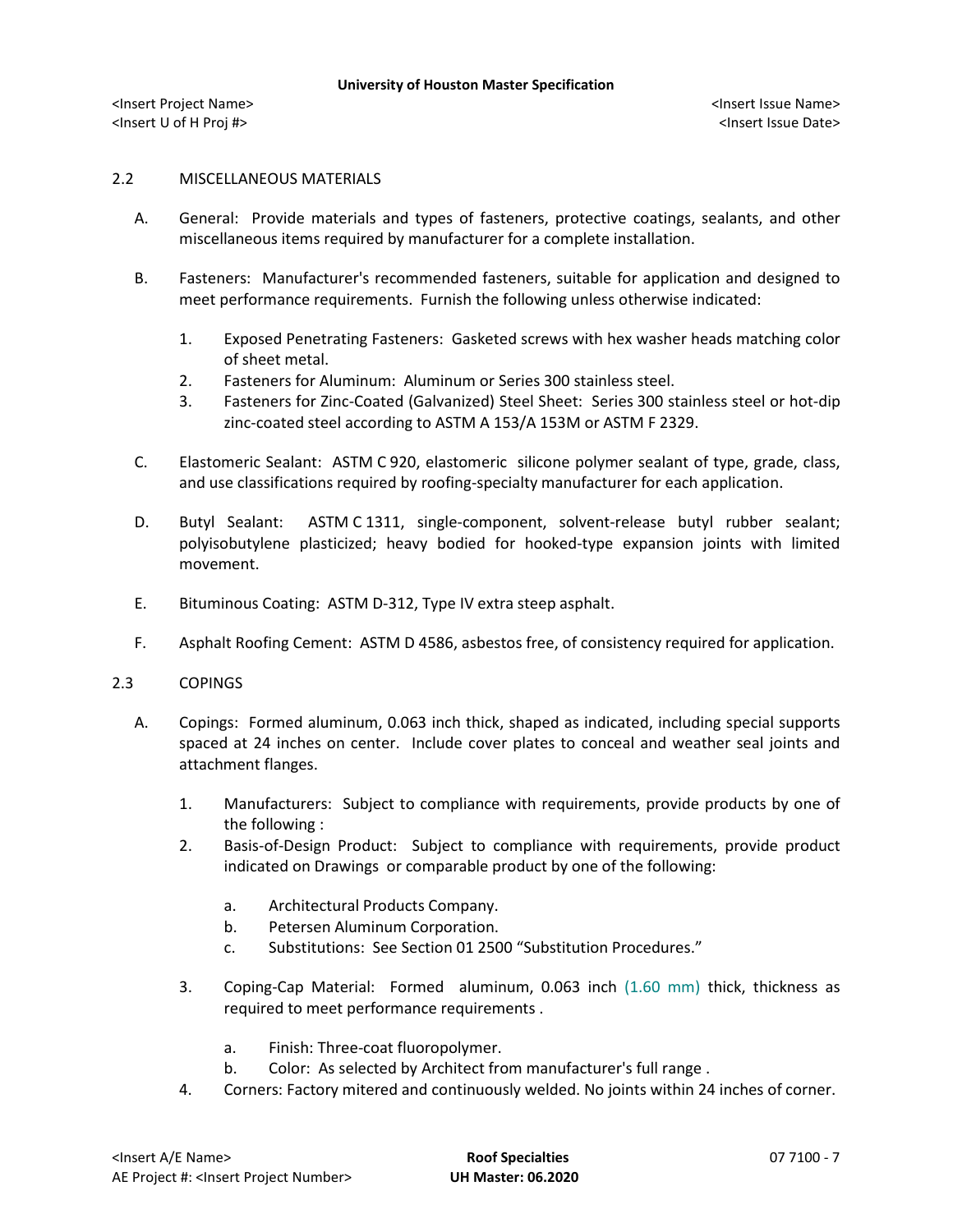## 2.2 MISCELLANEOUS MATERIALS

A. General: Provide materials and types of fasteners, protective coatings, sealants, and other miscellaneous items required by manufacturer for a complete installation.

B. Fasteners: Manufacturer's recommended fasteners, suitable for application and designed to meet performance requirements. Furnish the following unless otherwise indicated:

   1. Exposed Penetrating Fasteners: Gasketed screws with hex washer heads matching color of sheet metal.
   2. Fasteners for Aluminum: Aluminum or Series 300 stainless steel.
   3. Fasteners for Zinc-Coated (Galvanized) Steel Sheet: Series 300 stainless steel or hot-dip zinc-coated steel according to ASTM A 153/A 153M or ASTM F 2329.

C. Elastomeric Sealant: ASTM C 920, elastomeric silicone polymer sealant of type, grade, class, and use classifications required by roofing-specialty manufacturer for each application.

D. Butyl Sealant: ASTM C 1311, single-component, solvent-release butyl rubber sealant; polyisobutylene plasticized; heavy bodied for hooked-type expansion joints with limited movement.

E. Bituminous Coating: ASTM D-312, Type IV extra steep asphalt.

F. Asphalt Roofing Cement: ASTM D 4586, asbestos free, of consistency required for application.

## 2.3 COPINGS

A. Copings: Formed aluminum, 0.063 inch thick, shaped as indicated, including special supports spaced at 24 inches on center. Include cover plates to conceal and weather seal joints and attachment flanges.

   1. Manufacturers: Subject to compliance with requirements, provide products by one of the following :
   2. Basis-of-Design Product: Subject to compliance with requirements, provide product indicated on Drawings or comparable product by one of the following:

      a. Architectural Products Company.
      b. Petersen Aluminum Corporation.
      c. Substitutions: See Section 01 2500 “Substitution Procedures.”

   3. Coping-Cap Material: Formed aluminum, 0.063 inch (1.60 mm) thick, thickness as required to meet performance requirements .

      a. Finish: Three-coat fluoropolymer.
      b. Color: As selected by Architect from manufacturer's full range .

   4. Corners: Factory mitered and continuously welded. No joints within 24 inches of corner.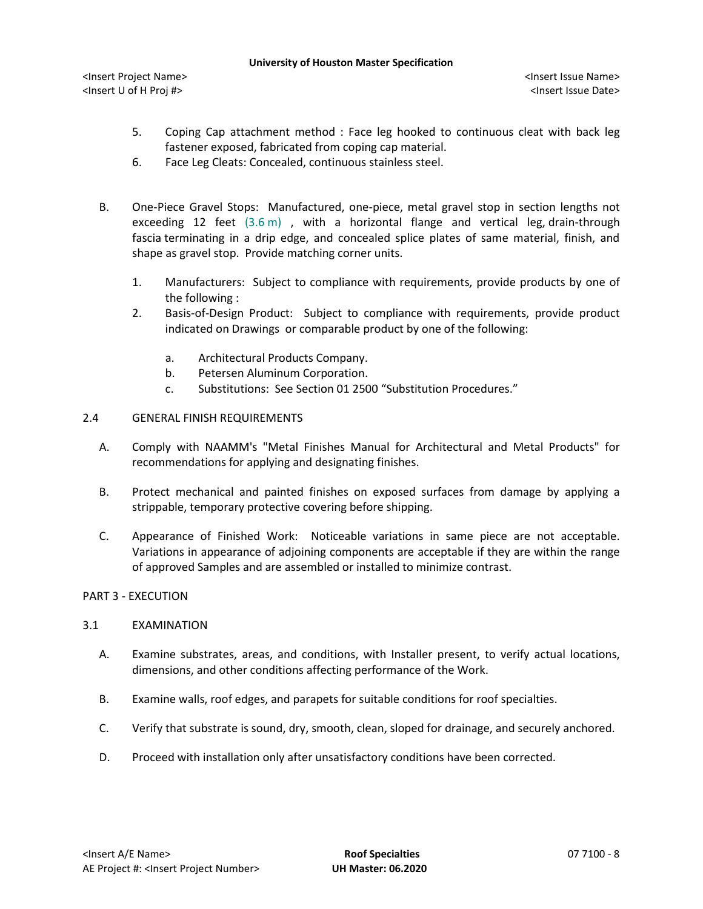5. Coping Cap attachment method : Face leg hooked to continuous cleat with back leg fastener exposed, fabricated from coping cap material.
6. Face Leg Cleats: Concealed, continuous stainless steel.

B. One-Piece Gravel Stops: Manufactured, one-piece, metal gravel stop in section lengths not exceeding 12 feet (3.6 m) , with a horizontal flange and vertical leg, drain-through fascia terminating in a drip edge, and concealed splice plates of same material, finish, and shape as gravel stop. Provide matching corner units.

1. Manufacturers: Subject to compliance with requirements, provide products by one of the following :
2. Basis-of-Design Product: Subject to compliance with requirements, provide product indicated on Drawings or comparable product by one of the following:

   a. Architectural Products Company.
   b. Petersen Aluminum Corporation.
   c. Substitutions: See Section 01 2500 “Substitution Procedures.”

## 2.4 GENERAL FINISH REQUIREMENTS

A. Comply with NAAMM's "Metal Finishes Manual for Architectural and Metal Products" for recommendations for applying and designating finishes.

B. Protect mechanical and painted finishes on exposed surfaces from damage by applying a strippable, temporary protective covering before shipping.

C. Appearance of Finished Work: Noticeable variations in same piece are not acceptable. Variations in appearance of adjoining components are acceptable if they are within the range of approved Samples and are assembled or installed to minimize contrast.

# PART 3 - EXECUTION

## 3.1 EXAMINATION

A. Examine substrates, areas, and conditions, with Installer present, to verify actual locations, dimensions, and other conditions affecting performance of the Work.

B. Examine walls, roof edges, and parapets for suitable conditions for roof specialties.

C. Verify that substrate is sound, dry, smooth, clean, sloped for drainage, and securely anchored.

D. Proceed with installation only after unsatisfactory conditions have been corrected.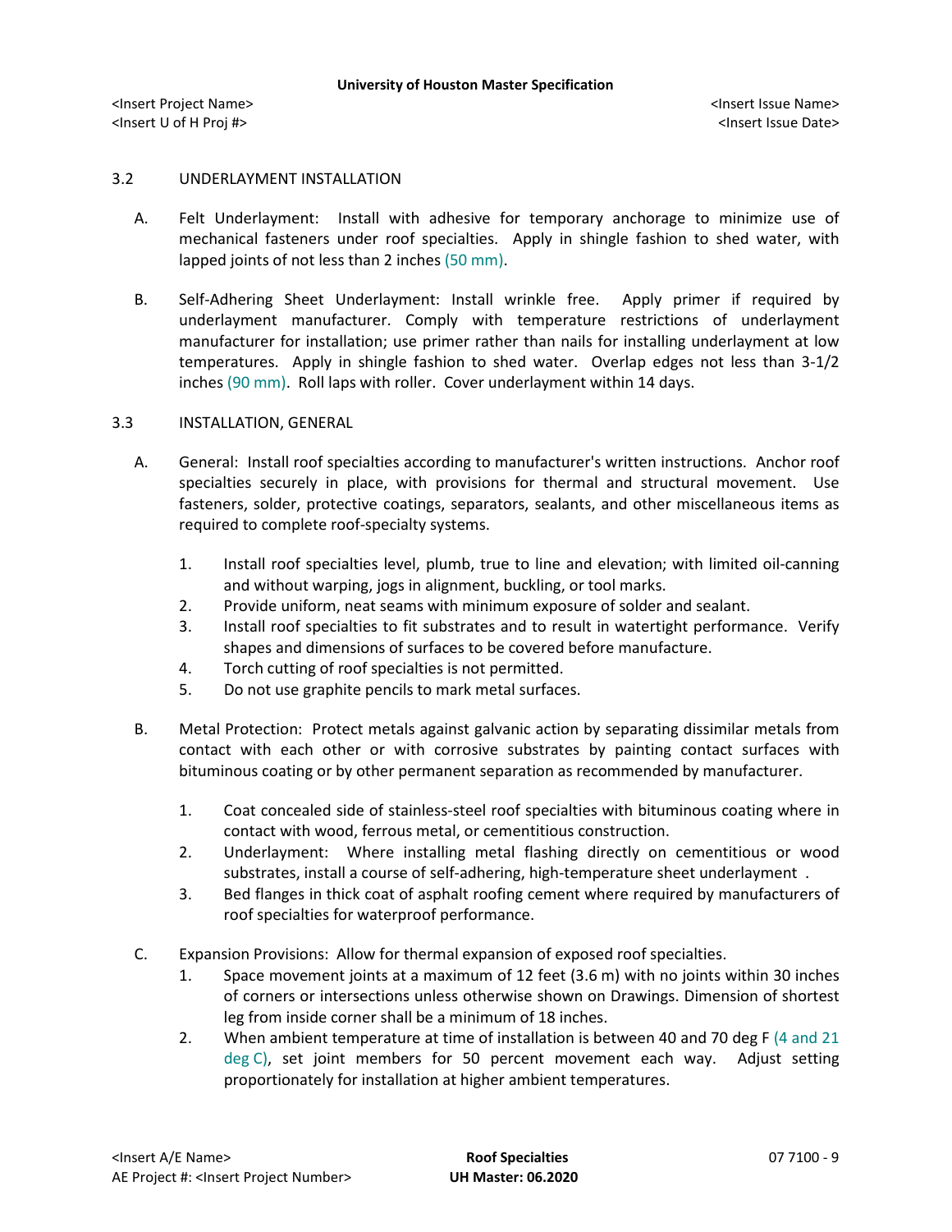## 3.2 UNDERLAYMENT INSTALLATION

A. Felt Underlayment: Install with adhesive for temporary anchorage to minimize use of mechanical fasteners under roof specialties. Apply in shingle fashion to shed water, with lapped joints of not less than 2 inches (50 mm).

B. Self-Adhering Sheet Underlayment: Install wrinkle free. Apply primer if required by underlayment manufacturer. Comply with temperature restrictions of underlayment manufacturer for installation; use primer rather than nails for installing underlayment at low temperatures. Apply in shingle fashion to shed water. Overlap edges not less than 3-1/2 inches (90 mm). Roll laps with roller. Cover underlayment within 14 days.

## 3.3 INSTALLATION, GENERAL

A. General: Install roof specialties according to manufacturer's written instructions. Anchor roof specialties securely in place, with provisions for thermal and structural movement. Use fasteners, solder, protective coatings, separators, sealants, and other miscellaneous items as required to complete roof-specialty systems.

1. Install roof specialties level, plumb, true to line and elevation; with limited oil-canning and without warping, jogs in alignment, buckling, or tool marks.
2. Provide uniform, neat seams with minimum exposure of solder and sealant.
3. Install roof specialties to fit substrates and to result in watertight performance. Verify shapes and dimensions of surfaces to be covered before manufacture.
4. Torch cutting of roof specialties is not permitted.
5. Do not use graphite pencils to mark metal surfaces.

B. Metal Protection: Protect metals against galvanic action by separating dissimilar metals from contact with each other or with corrosive substrates by painting contact surfaces with bituminous coating or by other permanent separation as recommended by manufacturer.

1. Coat concealed side of stainless-steel roof specialties with bituminous coating where in contact with wood, ferrous metal, or cementitious construction.
2. Underlayment: Where installing metal flashing directly on cementitious or wood substrates, install a course of self-adhering, high-temperature sheet underlayment .
3. Bed flanges in thick coat of asphalt roofing cement where required by manufacturers of roof specialties for waterproof performance.

C. Expansion Provisions: Allow for thermal expansion of exposed roof specialties.

1. Space movement joints at a maximum of 12 feet (3.6 m) with no joints within 30 inches of corners or intersections unless otherwise shown on Drawings. Dimension of shortest leg from inside corner shall be a minimum of 18 inches.
2. When ambient temperature at time of installation is between 40 and 70 deg F (4 and 21 deg C), set joint members for 50 percent movement each way. Adjust setting proportionately for installation at higher ambient temperatures.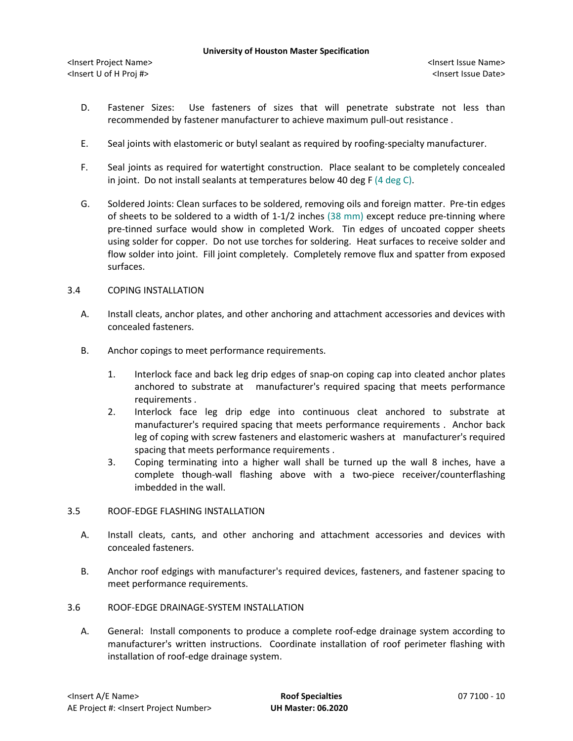D. Fastener Sizes: Use fasteners of sizes that will penetrate substrate not less than recommended by fastener manufacturer to achieve maximum pull-out resistance .

E. Seal joints with elastomeric or butyl sealant as required by roofing-specialty manufacturer.

F. Seal joints as required for watertight construction. Place sealant to be completely concealed in joint. Do not install sealants at temperatures below 40 deg F (4 deg C).

G. Soldered Joints: Clean surfaces to be soldered, removing oils and foreign matter. Pre-tin edges of sheets to be soldered to a width of 1-1/2 inches (38 mm) except reduce pre-tinning where pre-tinned surface would show in completed Work. Tin edges of uncoated copper sheets using solder for copper. Do not use torches for soldering. Heat surfaces to receive solder and flow solder into joint. Fill joint completely. Completely remove flux and spatter from exposed surfaces.

## 3.4 COPING INSTALLATION

A. Install cleats, anchor plates, and other anchoring and attachment accessories and devices with concealed fasteners.

B. Anchor copings to meet performance requirements.

1. Interlock face and back leg drip edges of snap-on coping cap into cleated anchor plates anchored to substrate at manufacturer's required spacing that meets performance requirements .
2. Interlock face leg drip edge into continuous cleat anchored to substrate at manufacturer's required spacing that meets performance requirements . Anchor back leg of coping with screw fasteners and elastomeric washers at manufacturer's required spacing that meets performance requirements .
3. Coping terminating into a higher wall shall be turned up the wall 8 inches, have a complete though-wall flashing above with a two-piece receiver/counterflashing imbedded in the wall.

## 3.5 ROOF-EDGE FLASHING INSTALLATION

A. Install cleats, cants, and other anchoring and attachment accessories and devices with concealed fasteners.

B. Anchor roof edgings with manufacturer's required devices, fasteners, and fastener spacing to meet performance requirements.

## 3.6 ROOF-EDGE DRAINAGE-SYSTEM INSTALLATION

A. General: Install components to produce a complete roof-edge drainage system according to manufacturer's written instructions. Coordinate installation of roof perimeter flashing with installation of roof-edge drainage system.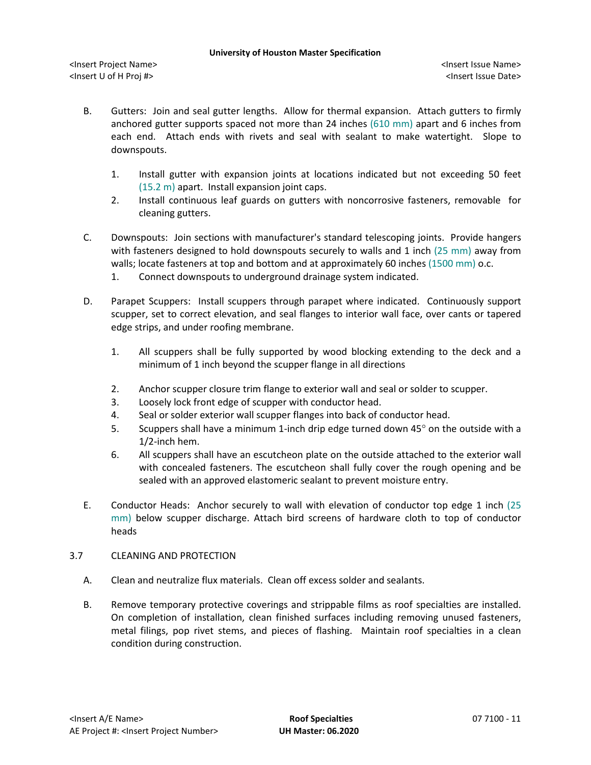B. Gutters: Join and seal gutter lengths. Allow for thermal expansion. Attach gutters to firmly anchored gutter supports spaced not more than 24 inches (610 mm) apart and 6 inches from each end. Attach ends with rivets and seal with sealant to make watertight. Slope to downspouts.

   1. Install gutter with expansion joints at locations indicated but not exceeding 50 feet (15.2 m) apart. Install expansion joint caps.
   2. Install continuous leaf guards on gutters with noncorrosive fasteners, removable for cleaning gutters.

C. Downspouts: Join sections with manufacturer's standard telescoping joints. Provide hangers with fasteners designed to hold downspouts securely to walls and 1 inch (25 mm) away from walls; locate fasteners at top and bottom and at approximately 60 inches (1500 mm) o.c.

   1. Connect downspouts to underground drainage system indicated.

D. Parapet Scuppers: Install scuppers through parapet where indicated. Continuously support scupper, set to correct elevation, and seal flanges to interior wall face, over cants or tapered edge strips, and under roofing membrane.

   1. All scuppers shall be fully supported by wood blocking extending to the deck and a minimum of 1 inch beyond the scupper flange in all directions
   2. Anchor scupper closure trim flange to exterior wall and seal or solder to scupper.
   3. Loosely lock front edge of scupper with conductor head.
   4. Seal or solder exterior wall scupper flanges into back of conductor head.
   5. Scuppers shall have a minimum 1-inch drip edge turned down 45° on the outside with a 1/2-inch hem.
   6. All scuppers shall have an escutcheon plate on the outside attached to the exterior wall with concealed fasteners. The escutcheon shall fully cover the rough opening and be sealed with an approved elastomeric sealant to prevent moisture entry.

E. Conductor Heads: Anchor securely to wall with elevation of conductor top edge 1 inch (25 mm) below scupper discharge. Attach bird screens of hardware cloth to top of conductor heads

3.7 CLEANING AND PROTECTION

A. Clean and neutralize flux materials. Clean off excess solder and sealants.

B. Remove temporary protective coverings and strippable films as roof specialties are installed. On completion of installation, clean finished surfaces including removing unused fasteners, metal filings, pop rivet stems, and pieces of flashing. Maintain roof specialties in a clean condition during construction.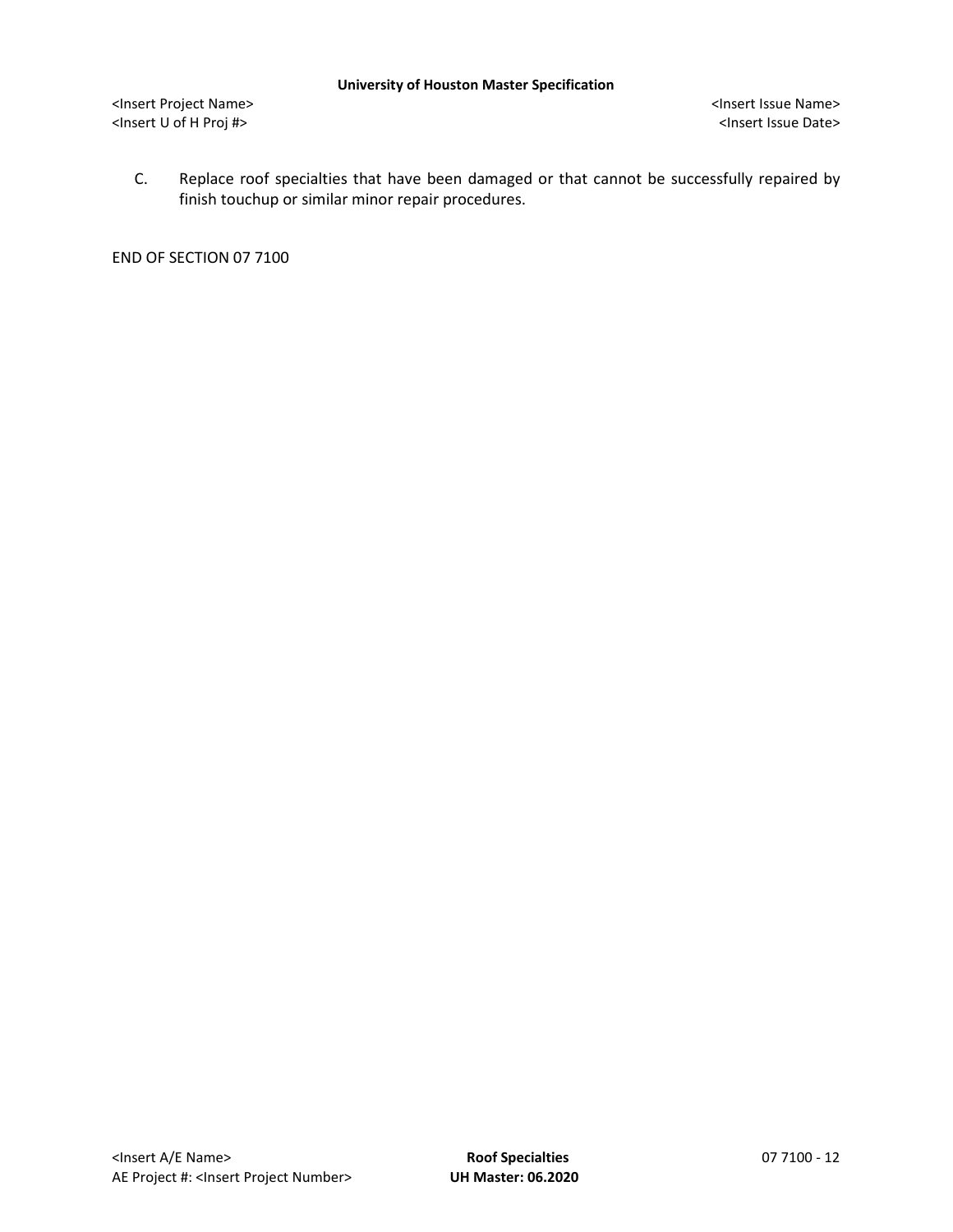C. Replace roof specialties that have been damaged or that cannot be successfully repaired by finish touchup or similar minor repair procedures.

END OF SECTION 07 7100